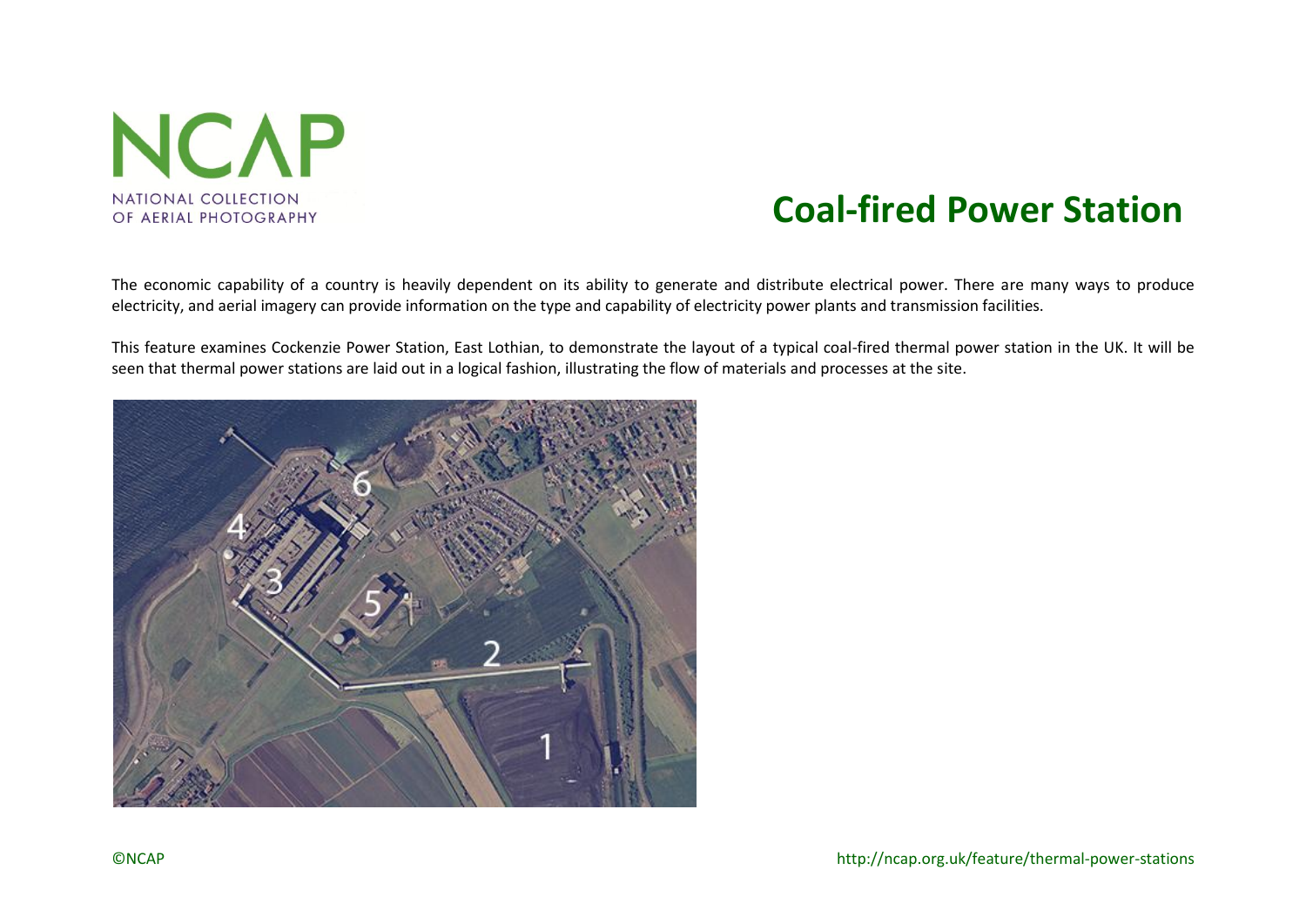NCAP

NATIONAL COLLECTION OF AERIAL PHOTOGRAPHY

# Coal-fired Power Station

The economic capability of a country is heavily dependent on its ability to generate and distribute electrical power. There are many ways to produce electricity, and aerial imagery can provide information on the type and capability of electricity power plants and transmission facilities.

This feature examines Cockenzie Power Station, East Lothian, to demonstrate the layout of a typical coal-fired thermal power station in the UK. It will be seen that thermal power stations are laid out in a logical fashion, illustrating the flow of materials and processes at the site.

©NCAP

http://ncap.org.uk/feature/thermal-power-stations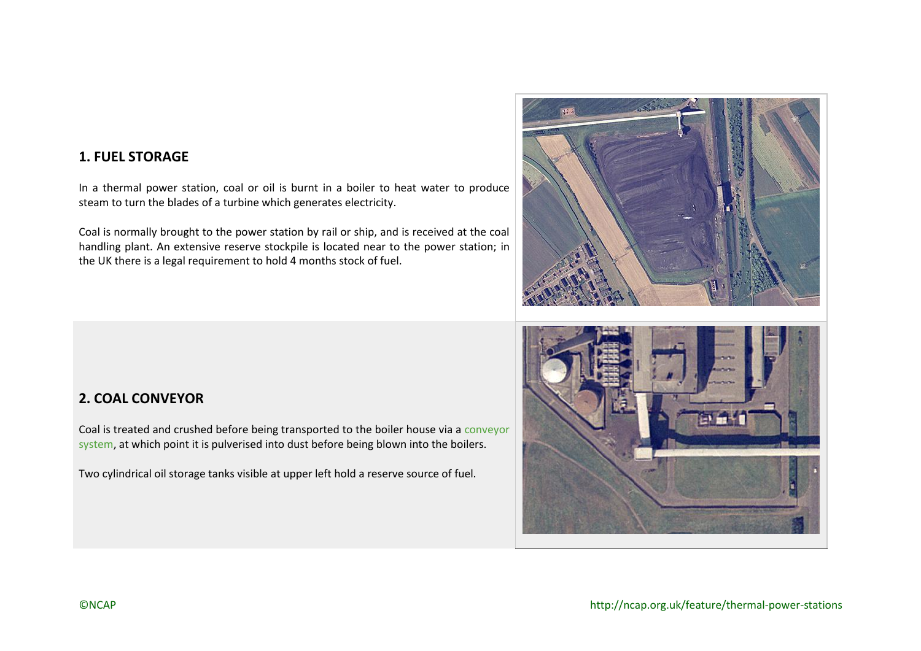## 1. FUEL STORAGE

In a thermal power station, coal or oil is burnt in a boiler to heat water to produce steam to turn the blades of a turbine which generates electricity.

Coal is normally brought to the power station by rail or ship, and is received at the coal handling plant. An extensive reserve stockpile is located near to the power station; in the UK there is a legal requirement to hold 4 months stock of fuel.

## 2. COAL CONVEYOR

Coal is treated and crushed before being transported to the boiler house via a conveyor system, at which point it is pulverised into dust before being blown into the boilers.

Two cylindrical oil storage tanks visible at upper left hold a reserve source of fuel.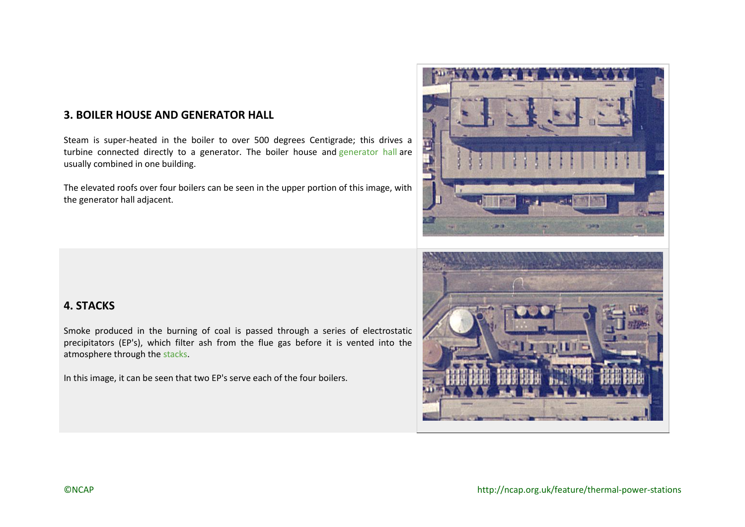## 3. BOILER HOUSE AND GENERATOR HALL

Steam is super-heated in the boiler to over 500 degrees Centigrade; this drives a turbine connected directly to a generator. The boiler house and generator hall are usually combined in one building.

The elevated roofs over four boilers can be seen in the upper portion of this image, with the generator hall adjacent.

## 4. STACKS

Smoke produced in the burning of coal is passed through a series of electrostatic precipitators (EP's), which filter ash from the flue gas before it is vented into the atmosphere through the stacks.

In this image, it can be seen that two EP's serve each of the four boilers.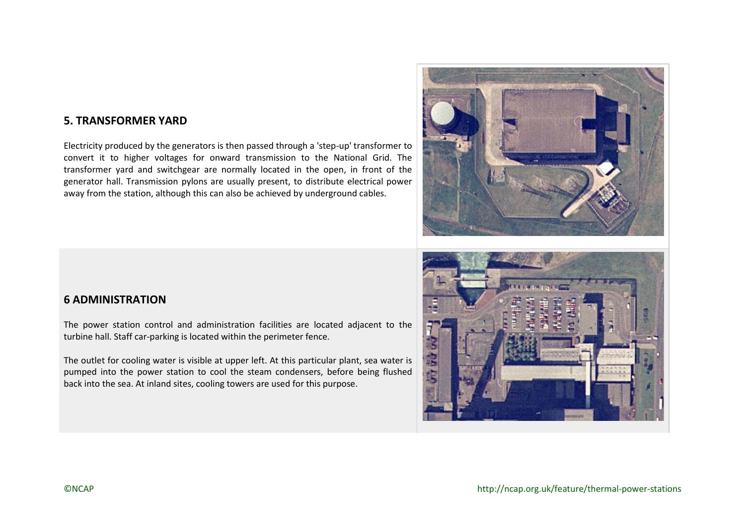## 5. TRANSFORMER YARD

Electricity produced by the generators is then passed through a 'step-up' transformer to convert it to higher voltages for onward transmission to the National Grid. The transformer yard and switchgear are normally located in the open, in front of the generator hall. Transmission pylons are usually present, to distribute electrical power away from the station, although this can also be achieved by underground cables.

## 6 ADMINISTRATION

The power station control and administration facilities are located adjacent to the turbine hall. Staff car-parking is located within the perimeter fence.

The outlet for cooling water is visible at upper left. At this particular plant, sea water is pumped into the power station to cool the steam condensers, before being flushed back into the sea. At inland sites, cooling towers are used for this purpose.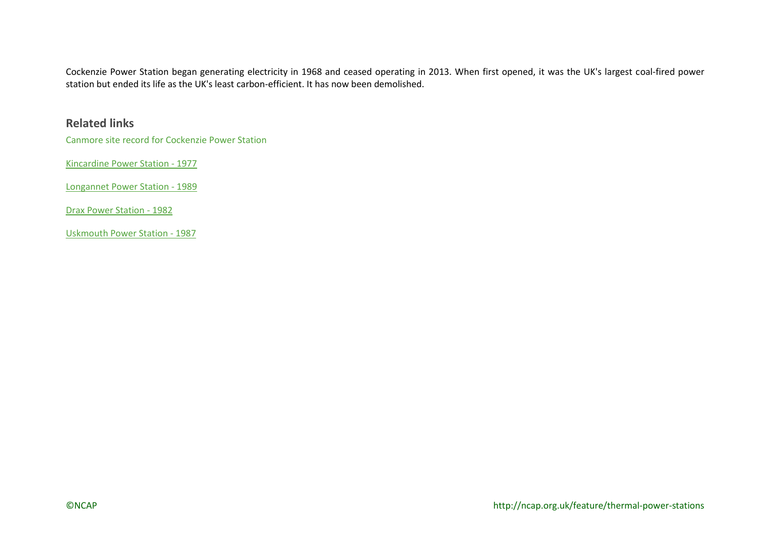Cockenzie Power Station began generating electricity in 1968 and ceased operating in 2013. When first opened, it was the UK's largest coal-fired power station but ended its life as the UK's least carbon-efficient. It has now been demolished.

## Related links

Canmore site record for Cockenzie Power Station

Kincardine Power Station - 1977

Longannet Power Station - 1989

Drax Power Station - 1982

Uskmouth Power Station - 1987